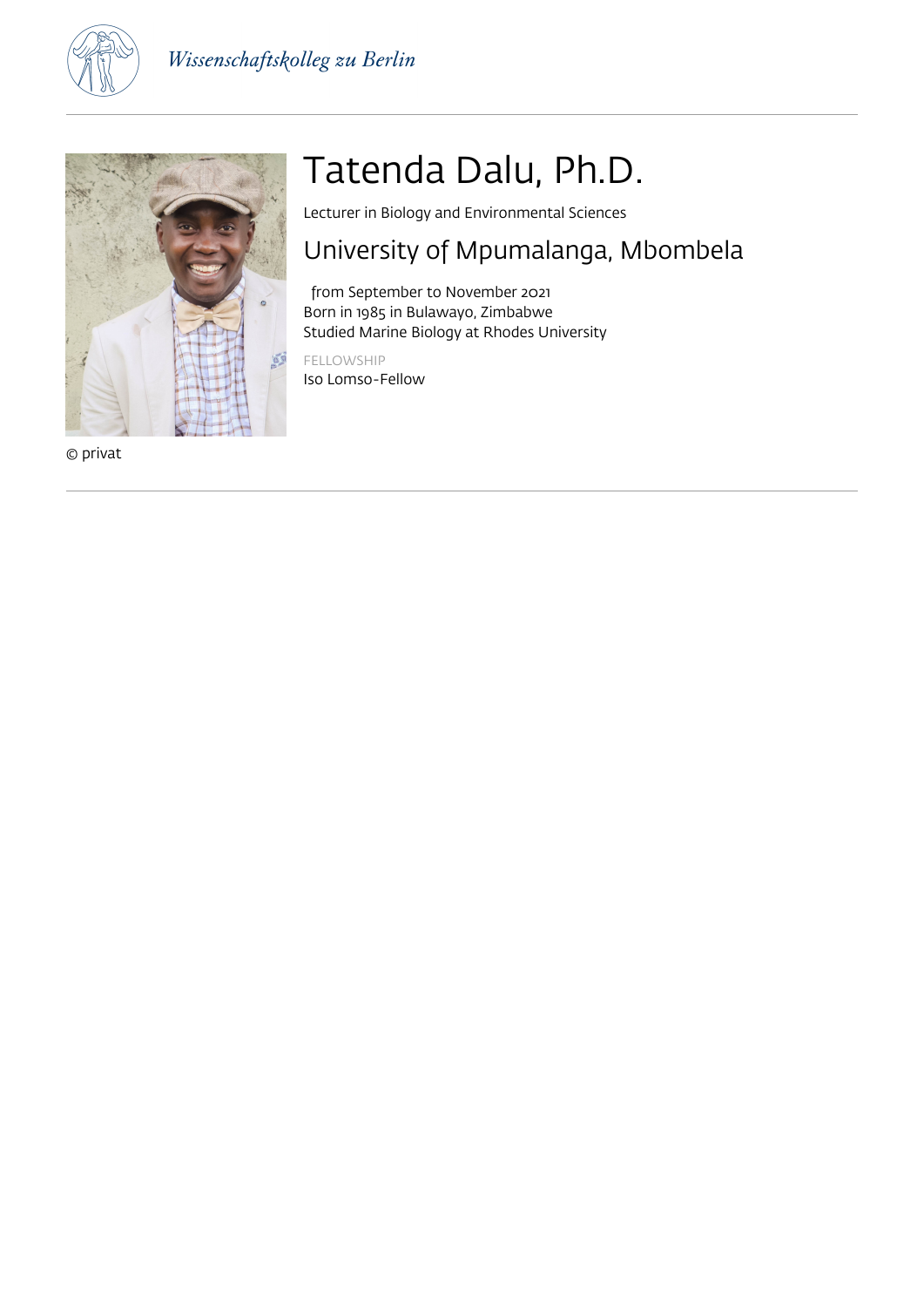# Tatenda Dalu, Ph.D.

Lecturer in Biology and Environmental Sciences

## University of Mpumalanga, Mbombela

from September to November 2021
Born in 1985 in Bulawayo, Zimbabwe
Studied Marine Biology at Rhodes University

FELLOWSHIP
Iso Lomso-Fellow

© privat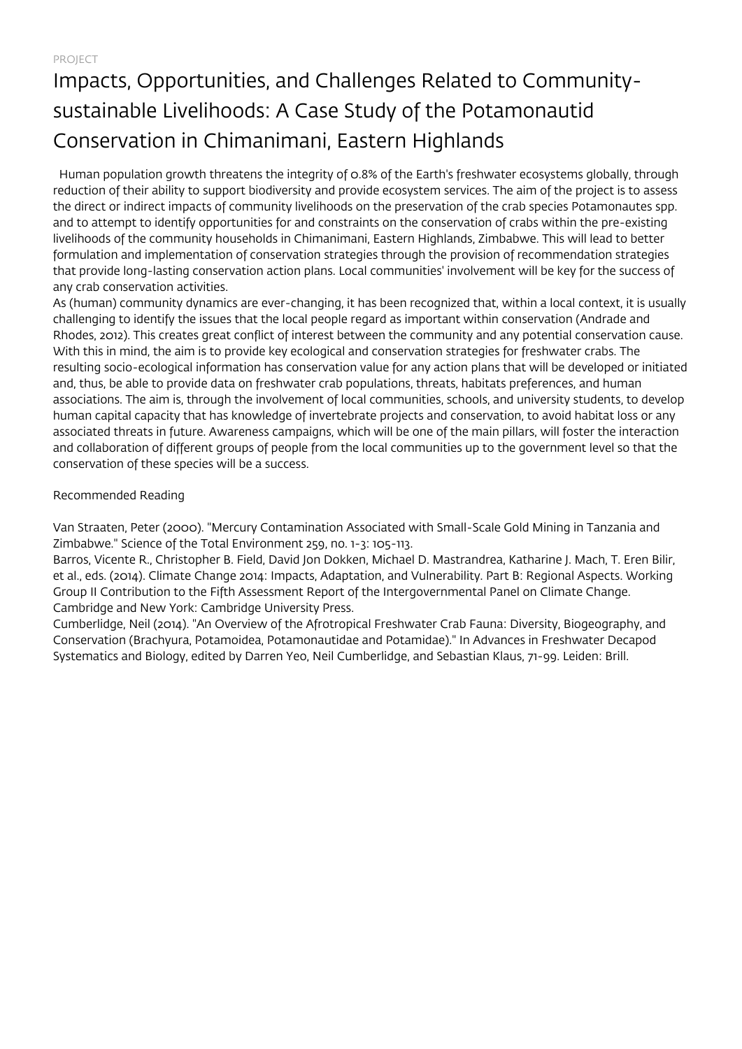PROJECT

# Impacts, Opportunities, and Challenges Related to Community-sustainable Livelihoods: A Case Study of the Potamonautid Conservation in Chimanimani, Eastern Highlands

Human population growth threatens the integrity of 0.8% of the Earth's freshwater ecosystems globally, through reduction of their ability to support biodiversity and provide ecosystem services. The aim of the project is to assess the direct or indirect impacts of community livelihoods on the preservation of the crab species Potamonautes spp. and to attempt to identify opportunities for and constraints on the conservation of crabs within the pre-existing livelihoods of the community households in Chimanimani, Eastern Highlands, Zimbabwe. This will lead to better formulation and implementation of conservation strategies through the provision of recommendation strategies that provide long-lasting conservation action plans. Local communities' involvement will be key for the success of any crab conservation activities.

As (human) community dynamics are ever-changing, it has been recognized that, within a local context, it is usually challenging to identify the issues that the local people regard as important within conservation (Andrade and Rhodes, 2012). This creates great conflict of interest between the community and any potential conservation cause. With this in mind, the aim is to provide key ecological and conservation strategies for freshwater crabs. The resulting socio-ecological information has conservation value for any action plans that will be developed or initiated and, thus, be able to provide data on freshwater crab populations, threats, habitats preferences, and human associations. The aim is, through the involvement of local communities, schools, and university students, to develop human capital capacity that has knowledge of invertebrate projects and conservation, to avoid habitat loss or any associated threats in future. Awareness campaigns, which will be one of the main pillars, will foster the interaction and collaboration of different groups of people from the local communities up to the government level so that the conservation of these species will be a success.

Recommended Reading

Van Straaten, Peter (2000). "Mercury Contamination Associated with Small-Scale Gold Mining in Tanzania and Zimbabwe." Science of the Total Environment 259, no. 1-3: 105-113.

Barros, Vicente R., Christopher B. Field, David Jon Dokken, Michael D. Mastrandrea, Katharine J. Mach, T. Eren Bilir, et al., eds. (2014). Climate Change 2014: Impacts, Adaptation, and Vulnerability. Part B: Regional Aspects. Working Group II Contribution to the Fifth Assessment Report of the Intergovernmental Panel on Climate Change. Cambridge and New York: Cambridge University Press.

Cumberlidge, Neil (2014). "An Overview of the Afrotropical Freshwater Crab Fauna: Diversity, Biogeography, and Conservation (Brachyura, Potamoidea, Potamonautidae and Potamidae)." In Advances in Freshwater Decapod Systematics and Biology, edited by Darren Yeo, Neil Cumberlidge, and Sebastian Klaus, 71-99. Leiden: Brill.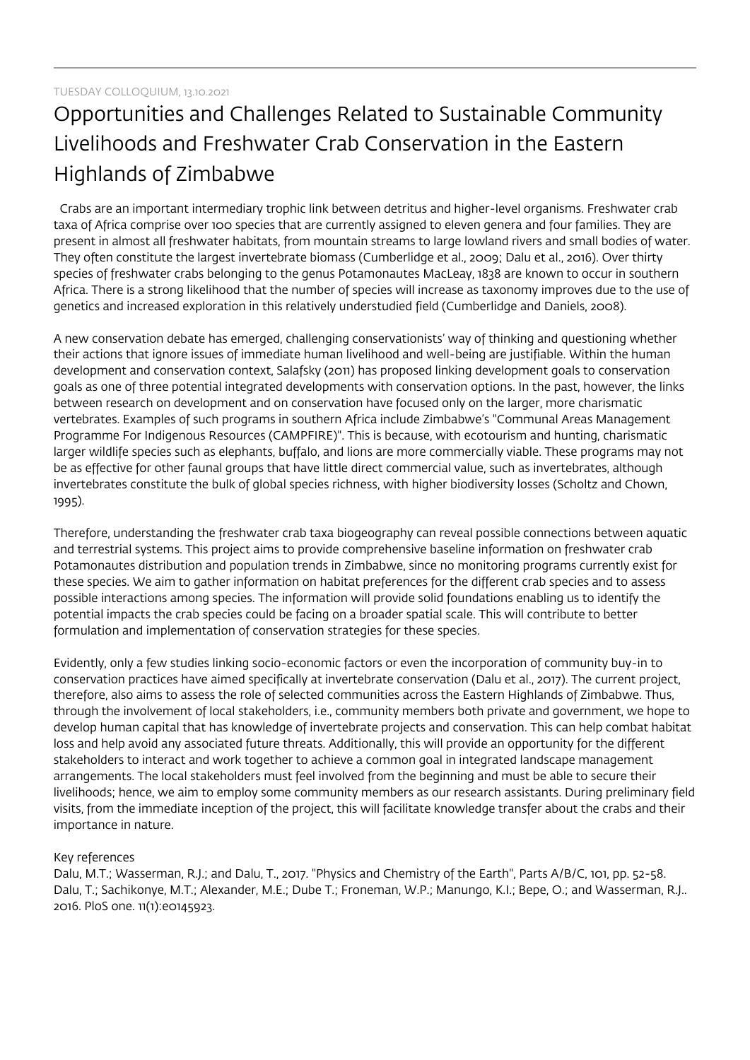TUESDAY COLLOQUIUM, 13.10.2021

# Opportunities and Challenges Related to Sustainable Community Livelihoods and Freshwater Crab Conservation in the Eastern Highlands of Zimbabwe

Crabs are an important intermediary trophic link between detritus and higher-level organisms. Freshwater crab taxa of Africa comprise over 100 species that are currently assigned to eleven genera and four families. They are present in almost all freshwater habitats, from mountain streams to large lowland rivers and small bodies of water. They often constitute the largest invertebrate biomass (Cumberlidge et al., 2009; Dalu et al., 2016). Over thirty species of freshwater crabs belonging to the genus Potamonautes MacLeay, 1838 are known to occur in southern Africa. There is a strong likelihood that the number of species will increase as taxonomy improves due to the use of genetics and increased exploration in this relatively understudied field (Cumberlidge and Daniels, 2008).

A new conservation debate has emerged, challenging conservationists' way of thinking and questioning whether their actions that ignore issues of immediate human livelihood and well-being are justifiable. Within the human development and conservation context, Salafsky (2011) has proposed linking development goals to conservation goals as one of three potential integrated developments with conservation options. In the past, however, the links between research on development and on conservation have focused only on the larger, more charismatic vertebrates. Examples of such programs in southern Africa include Zimbabwe's "Communal Areas Management Programme For Indigenous Resources (CAMPFIRE)". This is because, with ecotourism and hunting, charismatic larger wildlife species such as elephants, buffalo, and lions are more commercially viable. These programs may not be as effective for other faunal groups that have little direct commercial value, such as invertebrates, although invertebrates constitute the bulk of global species richness, with higher biodiversity losses (Scholtz and Chown, 1995).

Therefore, understanding the freshwater crab taxa biogeography can reveal possible connections between aquatic and terrestrial systems. This project aims to provide comprehensive baseline information on freshwater crab Potamonautes distribution and population trends in Zimbabwe, since no monitoring programs currently exist for these species. We aim to gather information on habitat preferences for the different crab species and to assess possible interactions among species. The information will provide solid foundations enabling us to identify the potential impacts the crab species could be facing on a broader spatial scale. This will contribute to better formulation and implementation of conservation strategies for these species.

Evidently, only a few studies linking socio-economic factors or even the incorporation of community buy-in to conservation practices have aimed specifically at invertebrate conservation (Dalu et al., 2017). The current project, therefore, also aims to assess the role of selected communities across the Eastern Highlands of Zimbabwe. Thus, through the involvement of local stakeholders, i.e., community members both private and government, we hope to develop human capital that has knowledge of invertebrate projects and conservation. This can help combat habitat loss and help avoid any associated future threats. Additionally, this will provide an opportunity for the different stakeholders to interact and work together to achieve a common goal in integrated landscape management arrangements. The local stakeholders must feel involved from the beginning and must be able to secure their livelihoods; hence, we aim to employ some community members as our research assistants. During preliminary field visits, from the immediate inception of the project, this will facilitate knowledge transfer about the crabs and their importance in nature.

Key references

Dalu, M.T.; Wasserman, R.J.; and Dalu, T., 2017. "Physics and Chemistry of the Earth", Parts A/B/C, 101, pp. 52-58.

Dalu, T.; Sachikonye, M.T.; Alexander, M.E.; Dube T.; Froneman, W.P.; Manungo, K.I.; Bepe, O.; and Wasserman, R.J.. 2016. PloS one. 11(1):e0145923.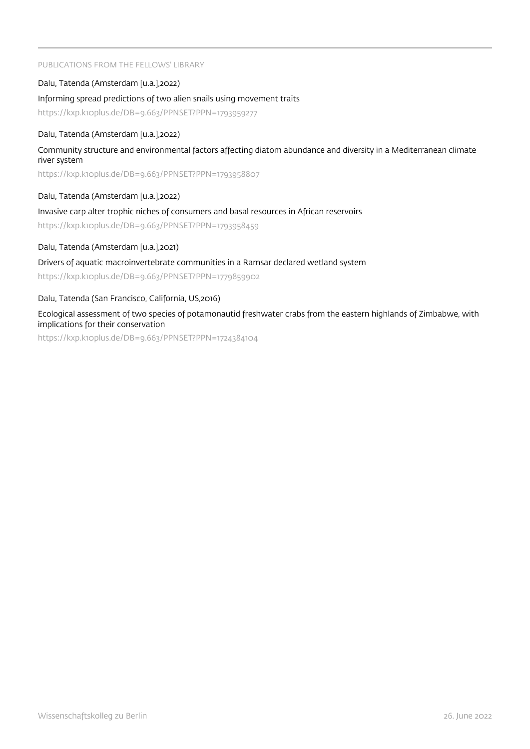PUBLICATIONS FROM THE FELLOWS' LIBRARY

Dalu, Tatenda (Amsterdam [u.a.],2022)

Informing spread predictions of two alien snails using movement traits

https://kxp.k10plus.de/DB=9.663/PPNSET?PPN=1793959277

Dalu, Tatenda (Amsterdam [u.a.],2022)

Community structure and environmental factors affecting diatom abundance and diversity in a Mediterranean climate river system

https://kxp.k10plus.de/DB=9.663/PPNSET?PPN=1793958807

Dalu, Tatenda (Amsterdam [u.a.],2022)

Invasive carp alter trophic niches of consumers and basal resources in African reservoirs

https://kxp.k10plus.de/DB=9.663/PPNSET?PPN=1793958459

Dalu, Tatenda (Amsterdam [u.a.],2021)

Drivers of aquatic macroinvertebrate communities in a Ramsar declared wetland system

https://kxp.k10plus.de/DB=9.663/PPNSET?PPN=1779859902

Dalu, Tatenda (San Francisco, California, US,2016)

Ecological assessment of two species of potamonautid freshwater crabs from the eastern highlands of Zimbabwe, with implications for their conservation

https://kxp.k10plus.de/DB=9.663/PPNSET?PPN=1724384104